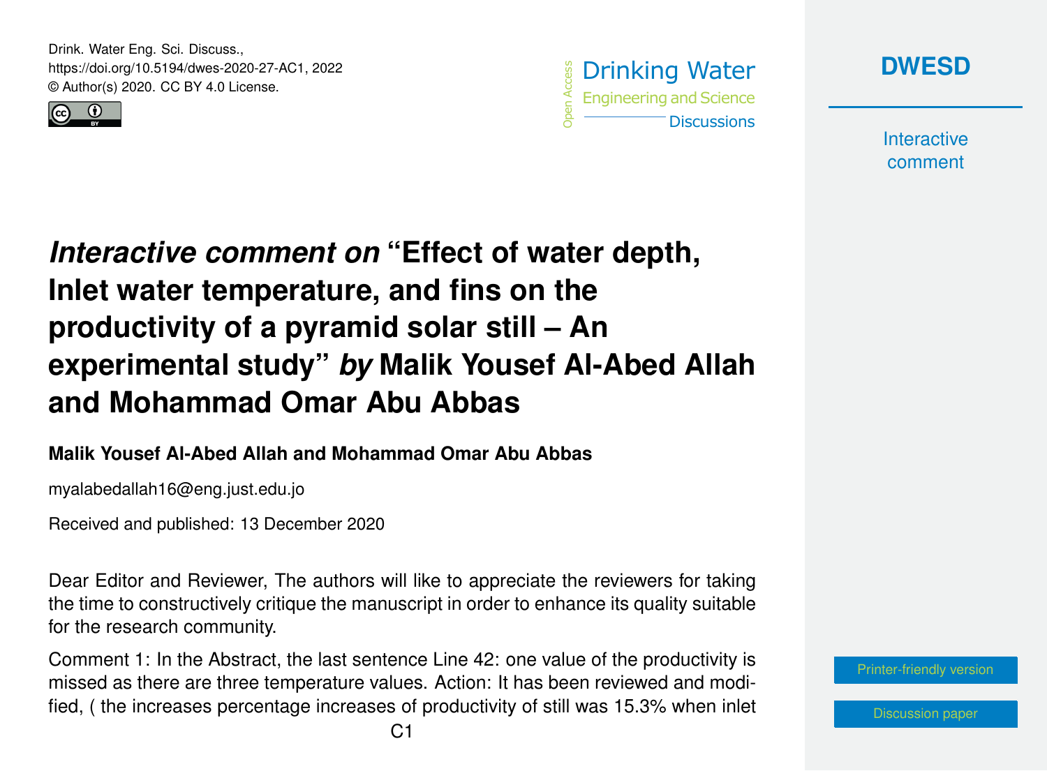# *Interactive comment on* "Effect of water depth, Inlet water temperature, and fins on the productivity of a pyramid solar still – An experimental study" *by* Malik Yousef Al-Abed Allah and Mohammad Omar Abu Abbas

**Malik Yousef Al-Abed Allah and Mohammad Omar Abu Abbas**

myalabedallah16@eng.just.edu.jo

Received and published: 13 December 2020

Dear Editor and Reviewer, The authors will like to appreciate the reviewers for taking the time to constructively critique the manuscript in order to enhance its quality suitable for the research community.

Comment 1: In the Abstract, the last sentence Line 42: one value of the productivity is missed as there are three temperature values. Action: It has been reviewed and modified, ( the increases percentage increases of productivity of still was 15.3% when inlet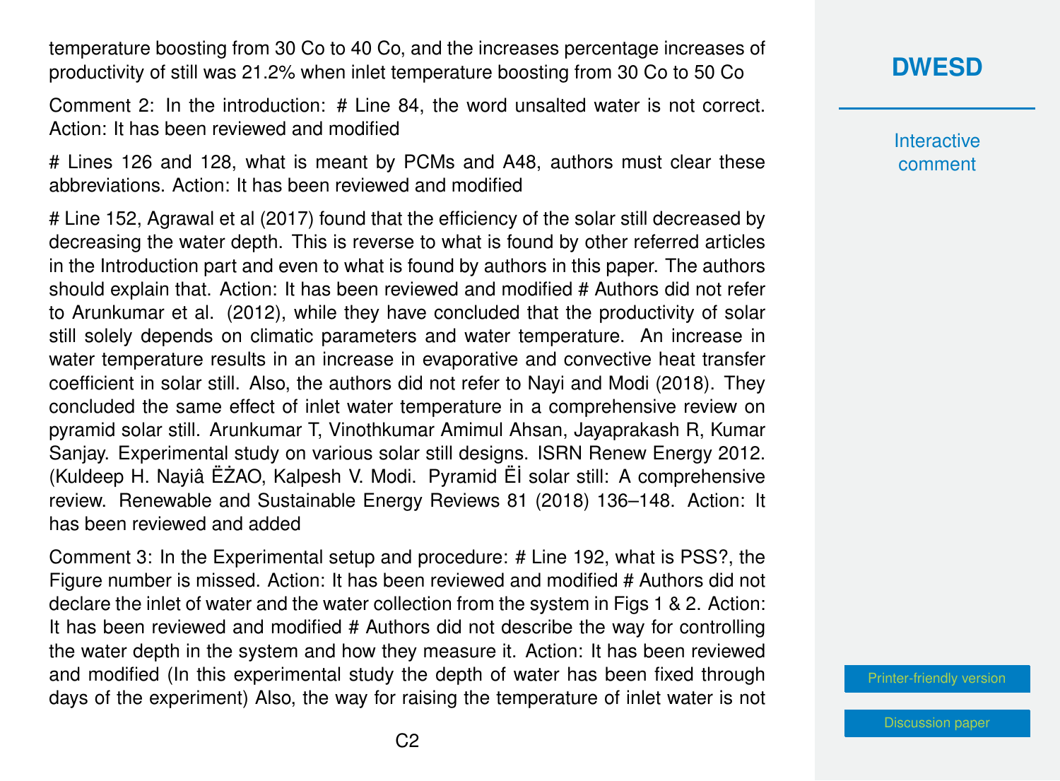temperature boosting from 30 Co to 40 Co, and the increases percentage increases of productivity of still was 21.2% when inlet temperature boosting from 30 Co to 50 Co

Comment 2: In the introduction: # Line 84, the word unsalted water is not correct. Action: It has been reviewed and modified

# Lines 126 and 128, what is meant by PCMs and A48, authors must clear these abbreviations. Action: It has been reviewed and modified

# Line 152, Agrawal et al (2017) found that the efficiency of the solar still decreased by decreasing the water depth. This is reverse to what is found by other referred articles in the Introduction part and even to what is found by authors in this paper. The authors should explain that. Action: It has been reviewed and modified # Authors did not refer to Arunkumar et al. (2012), while they have concluded that the productivity of solar still solely depends on climatic parameters and water temperature. An increase in water temperature results in an increase in evaporative and convective heat transfer coefficient in solar still. Also, the authors did not refer to Nayi and Modi (2018). They concluded the same effect of inlet water temperature in a comprehensive review on pyramid solar still. Arunkumar T, Vinothkumar Amimul Ahsan, Jayaprakash R, Kumar Sanjay. Experimental study on various solar still designs. ISRN Renew Energy 2012. (Kuldeep H. Nayiâ ËŻAO, Kalpesh V. Modi. Pyramid ËĬ solar still: A comprehensive review. Renewable and Sustainable Energy Reviews 81 (2018) 136–148. Action: It has been reviewed and added

Comment 3: In the Experimental setup and procedure: # Line 192, what is PSS?, the Figure number is missed. Action: It has been reviewed and modified # Authors did not declare the inlet of water and the water collection from the system in Figs 1 & 2. Action: It has been reviewed and modified # Authors did not describe the way for controlling the water depth in the system and how they measure it. Action: It has been reviewed and modified (In this experimental study the depth of water has been fixed through days of the experiment) Also, the way for raising the temperature of inlet water is not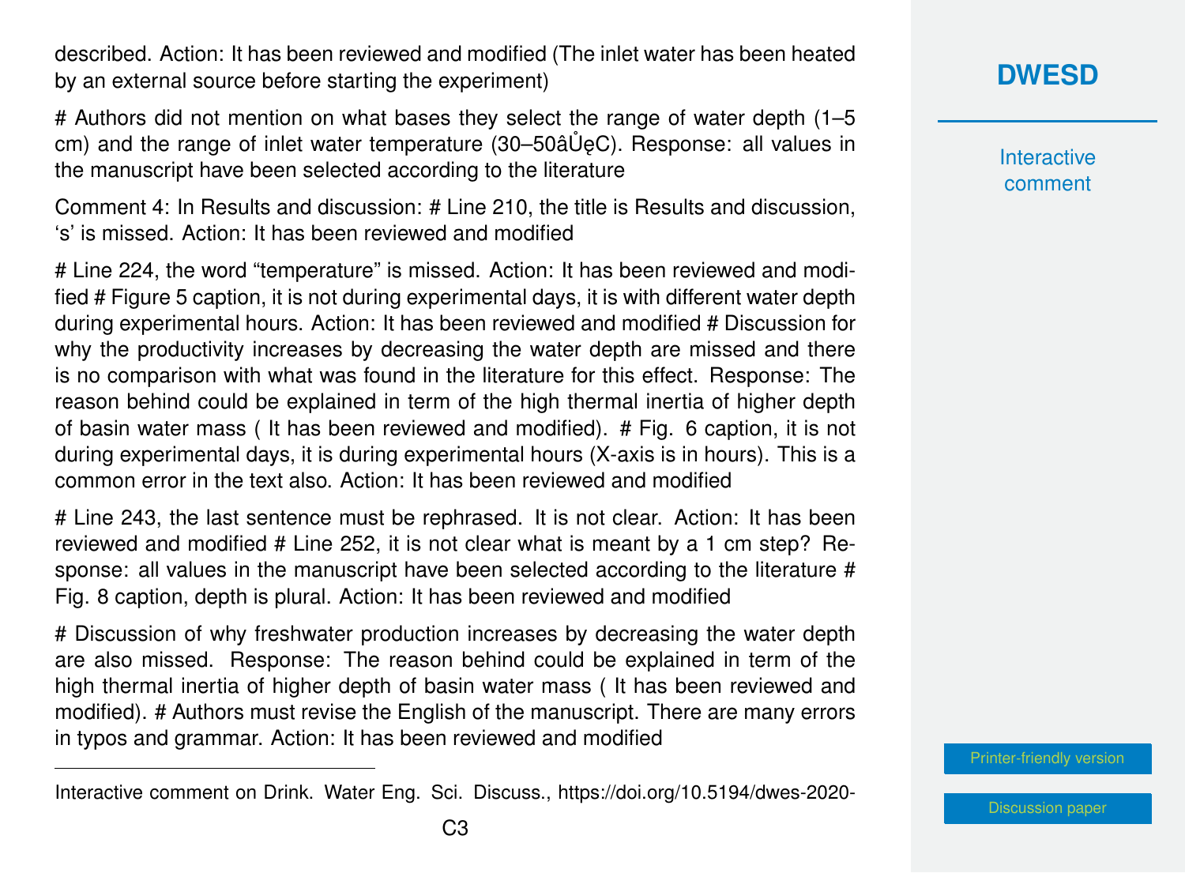described. Action: It has been reviewed and modified (The inlet water has been heated by an external source before starting the experiment)

# Authors did not mention on what bases they select the range of water depth (1–5 cm) and the range of inlet water temperature (30–50âŮęC). Response: all values in the manuscript have been selected according to the literature

Comment 4: In Results and discussion: # Line 210, the title is Results and discussion, 's' is missed. Action: It has been reviewed and modified

# Line 224, the word "temperature" is missed. Action: It has been reviewed and modified # Figure 5 caption, it is not during experimental days, it is with different water depth during experimental hours. Action: It has been reviewed and modified # Discussion for why the productivity increases by decreasing the water depth are missed and there is no comparison with what was found in the literature for this effect. Response: The reason behind could be explained in term of the high thermal inertia of higher depth of basin water mass ( It has been reviewed and modified). # Fig. 6 caption, it is not during experimental days, it is during experimental hours (X-axis is in hours). This is a common error in the text also. Action: It has been reviewed and modified

# Line 243, the last sentence must be rephrased. It is not clear. Action: It has been reviewed and modified # Line 252, it is not clear what is meant by a 1 cm step? Response: all values in the manuscript have been selected according to the literature # Fig. 8 caption, depth is plural. Action: It has been reviewed and modified

# Discussion of why freshwater production increases by decreasing the water depth are also missed. Response: The reason behind could be explained in term of the high thermal inertia of higher depth of basin water mass ( It has been reviewed and modified). # Authors must revise the English of the manuscript. There are many errors in typos and grammar. Action: It has been reviewed and modified

---

Interactive comment on Drink. Water Eng. Sci. Discuss., https://doi.org/10.5194/dwes-2020-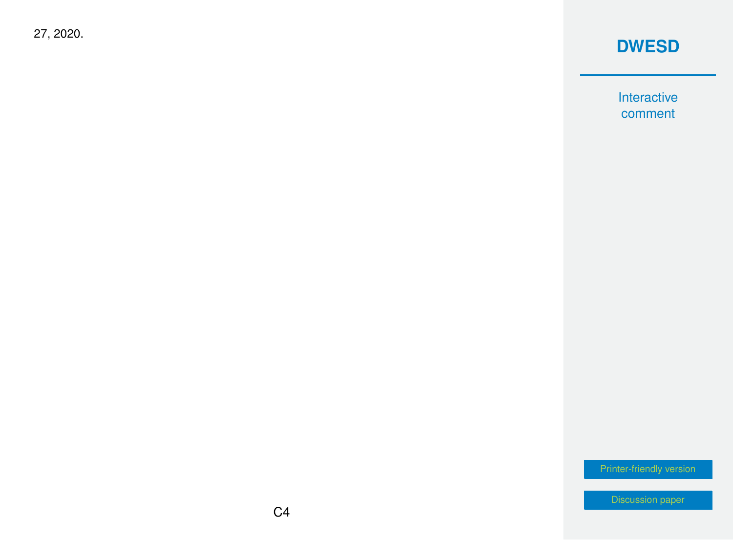27, 2020.